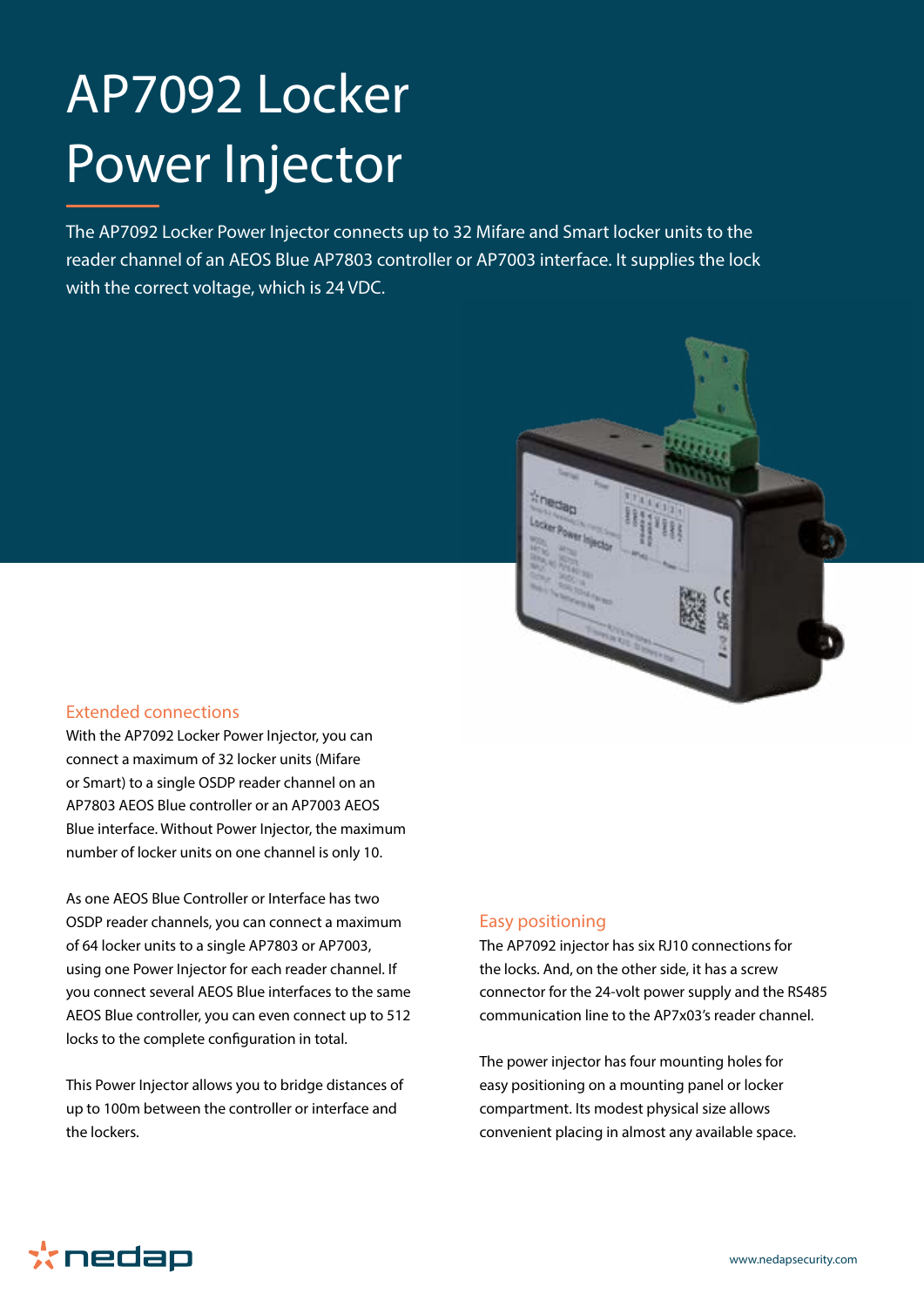# AP7092 Locker Power Injector

The AP7092 Locker Power Injector connects up to 32 Mifare and Smart locker units to the reader channel of an AEOS Blue AP7803 controller or AP7003 interface. It supplies the lock with the correct voltage, which is 24 VDC.

## Extended connections

With the AP7092 Locker Power Injector, you can connect a maximum of 32 locker units (Mifare or Smart) to a single OSDP reader channel on an AP7803 AEOS Blue controller or an AP7003 AEOS Blue interface. Without Power Injector, the maximum number of locker units on one channel is only 10.

As one AEOS Blue Controller or Interface has two OSDP reader channels, you can connect a maximum of 64 locker units to a single AP7803 or AP7003, using one Power Injector for each reader channel. If you connect several AEOS Blue interfaces to the same AEOS Blue controller, you can even connect up to 512 locks to the complete configuration in total.

This Power Injector allows you to bridge distances of up to 100m between the controller or interface and the lockers.

## Easy positioning

The AP7092 injector has six RJ10 connections for the locks. And, on the other side, it has a screw connector for the 24-volt power supply and the RS485 communication line to the AP7x03's reader channel.

The power injector has four mounting holes for easy positioning on a mounting panel or locker compartment. Its modest physical size allows convenient placing in almost any available space.

nedap

www.nedapsecurity.com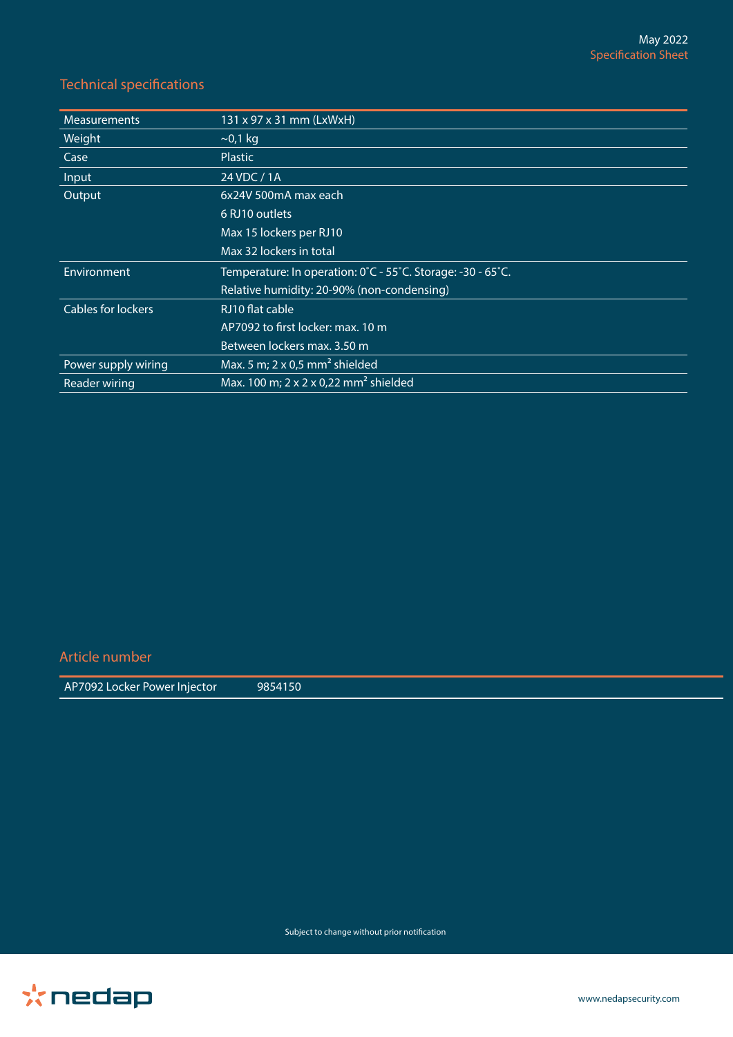## Technical specifications

| | |
|---|---|
| Measurements | 131 x 97 x 31 mm (LxWxH) |
| Weight | ~0,1 kg |
| Case | Plastic |
| Input | 24 VDC / 1A |
| Output | 6x24V 500mA max each<br>6 RJ10 outlets<br>Max 15 lockers per RJ10<br>Max 32 lockers in total |
| Environment | Temperature: In operation: 0˚C - 55˚C. Storage: -30 - 65˚C.<br>Relative humidity: 20-90% (non-condensing) |
| Cables for lockers | RJ10 flat cable<br>AP7092 to first locker: max. 10 m<br>Between lockers max. 3.50 m |
| Power supply wiring | Max. 5 m; 2 x 0,5 $mm^2$ shielded |
| Reader wiring | Max. 100 m; 2 x 2 x 0,22 $mm^2$ shielded |

## Article number

| | |
|---|---|
| AP7092 Locker Power Injector | 9854150 |

Subject to change without prior notification

nedap

www.nedapsecurity.com